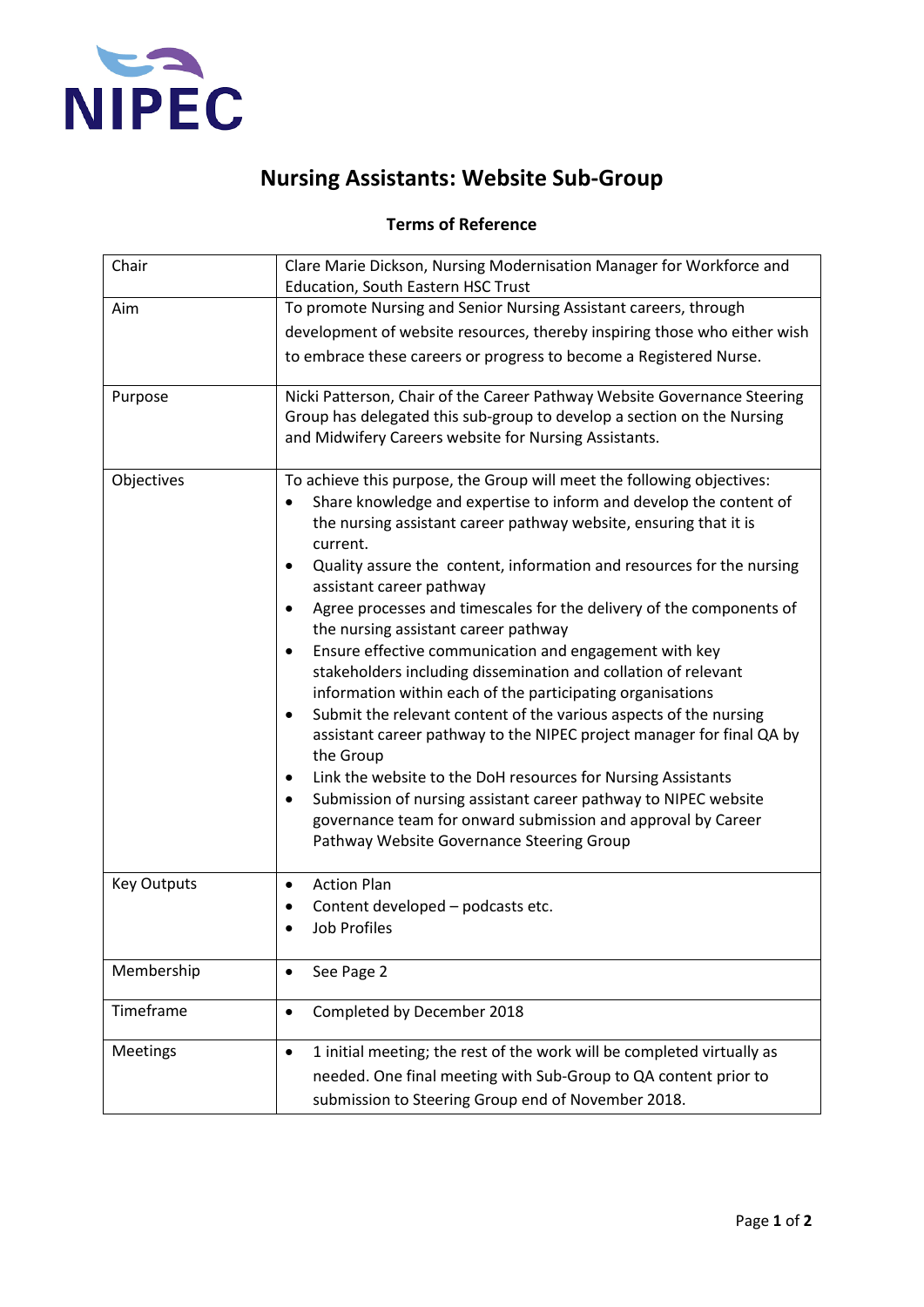NIPEC

# Nursing Assistants: Website Sub-Group

## Terms of Reference

| | |
|---|---|
| Chair | Clare Marie Dickson, Nursing Modernisation Manager for Workforce and Education, South Eastern HSC Trust |
| Aim | To promote Nursing and Senior Nursing Assistant careers, through development of website resources, thereby inspiring those who either wish to embrace these careers or progress to become a Registered Nurse. |
| Purpose | Nicki Patterson, Chair of the Career Pathway Website Governance Steering Group has delegated this sub-group to develop a section on the Nursing and Midwifery Careers website for Nursing Assistants. |
| Objectives | To achieve this purpose, the Group will meet the following objectives:<br>• Share knowledge and expertise to inform and develop the content of the nursing assistant career pathway website, ensuring that it is current.<br>• Quality assure the content, information and resources for the nursing assistant career pathway<br>• Agree processes and timescales for the delivery of the components of the nursing assistant career pathway<br>• Ensure effective communication and engagement with key stakeholders including dissemination and collation of relevant information within each of the participating organisations<br>• Submit the relevant content of the various aspects of the nursing assistant career pathway to the NIPEC project manager for final QA by the Group<br>• Link the website to the DoH resources for Nursing Assistants<br>• Submission of nursing assistant career pathway to NIPEC website governance team for onward submission and approval by Career Pathway Website Governance Steering Group |
| Key Outputs | • Action Plan<br>• Content developed – podcasts etc.<br>• Job Profiles |
| Membership | • See Page 2 |
| Timeframe | • Completed by December 2018 |
| Meetings | • 1 initial meeting; the rest of the work will be completed virtually as needed. One final meeting with Sub-Group to QA content prior to submission to Steering Group end of November 2018. |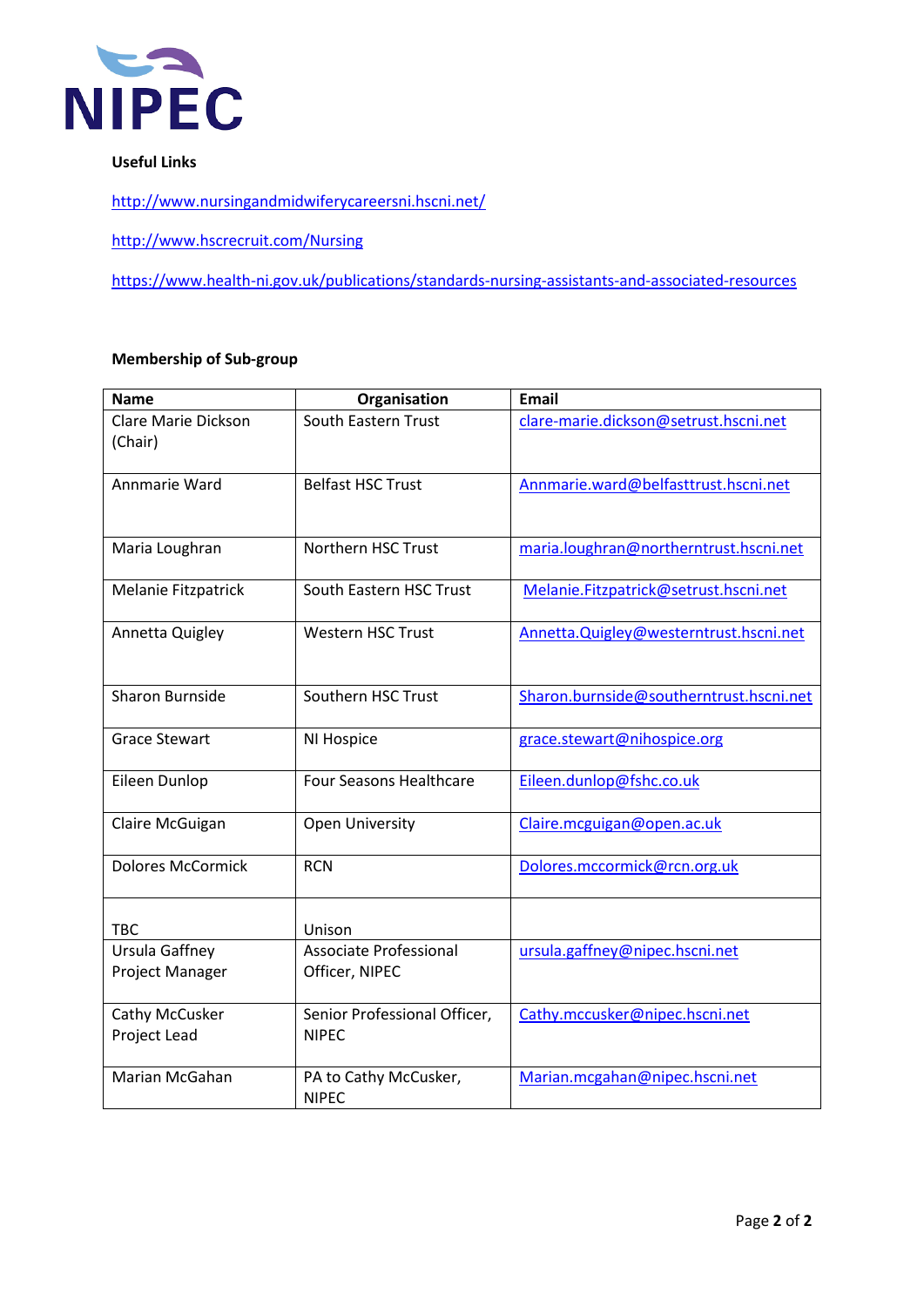NIPEC

**Useful Links**

http://www.nursingandmidwiferycareersni.hscni.net/

http://www.hscrecruit.com/Nursing

https://www.health-ni.gov.uk/publications/standards-nursing-assistants-and-associated-resources

**Membership of Sub-group**

| Name | Organisation | Email |
|---|---|---|
| Clare Marie Dickson (Chair) | South Eastern Trust | clare-marie.dickson@setrust.hscni.net |
| Annmarie Ward | Belfast HSC Trust | Annmarie.ward@belfasttrust.hscni.net |
| Maria Loughran | Northern HSC Trust | maria.loughran@northerntrust.hscni.net |
| Melanie Fitzpatrick | South Eastern HSC Trust | Melanie.Fitzpatrick@setrust.hscni.net |
| Annetta Quigley | Western HSC Trust | Annetta.Quigley@westerntrust.hscni.net |
| Sharon Burnside | Southern HSC Trust | Sharon.burnside@southerntrust.hscni.net |
| Grace Stewart | NI Hospice | grace.stewart@nihospice.org |
| Eileen Dunlop | Four Seasons Healthcare | Eileen.dunlop@fshc.co.uk |
| Claire McGuigan | Open University | Claire.mcguigan@open.ac.uk |
| Dolores McCormick | RCN | Dolores.mccormick@rcn.org.uk |
| TBC | Unison | |
| Ursula Gaffney Project Manager | Associate Professional Officer, NIPEC | ursula.gaffney@nipec.hscni.net |
| Cathy McCusker Project Lead | Senior Professional Officer, NIPEC | Cathy.mccusker@nipec.hscni.net |
| Marian McGahan | PA to Cathy McCusker, NIPEC | Marian.mcgahan@nipec.hscni.net |